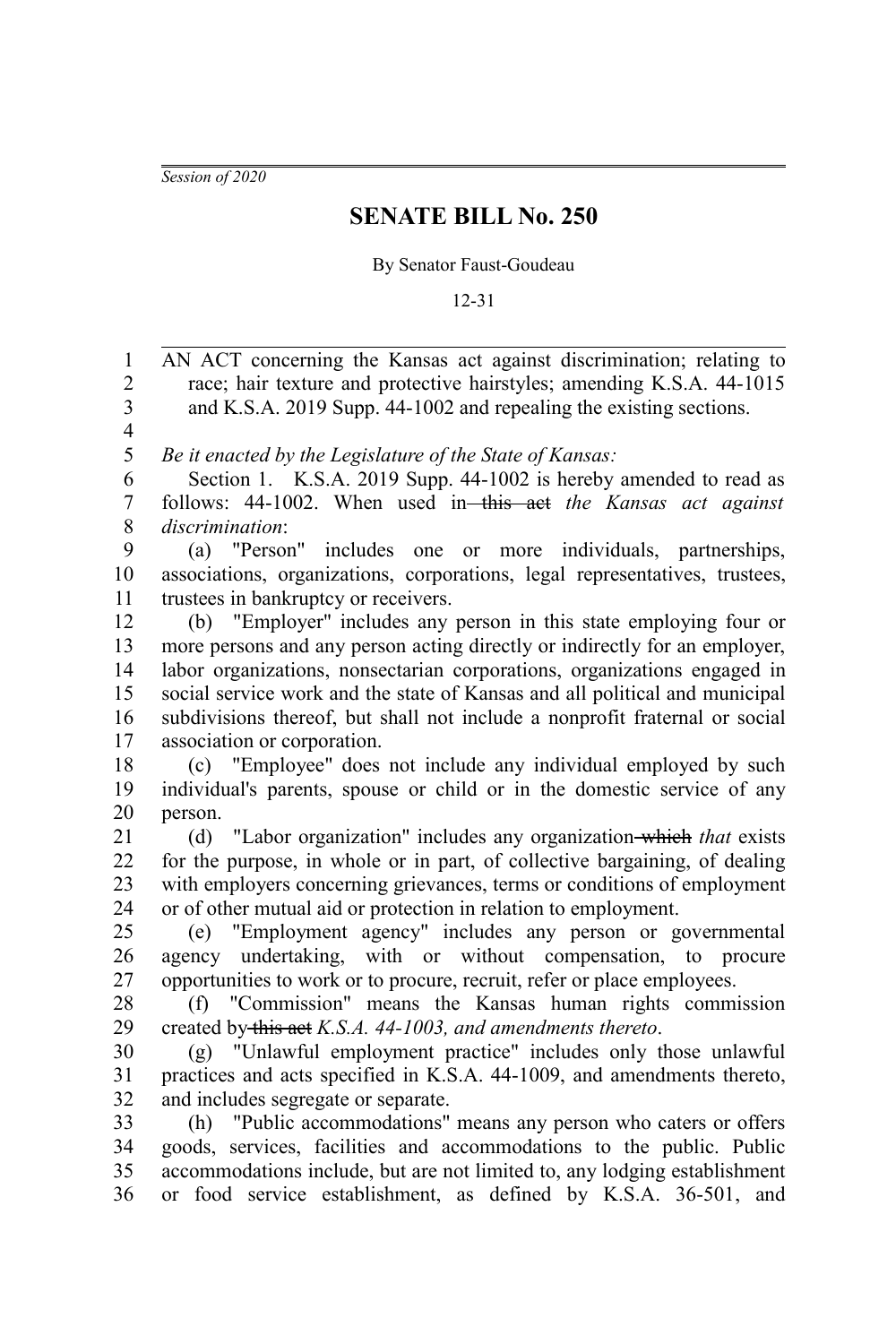*Session of 2020*

# SENATE BILL No. 250

By Senator Faust-Goudeau

12-31

AN ACT concerning the Kansas act against discrimination; relating to race; hair texture and protective hairstyles; amending K.S.A. 44-1015 and K.S.A. 2019 Supp. 44-1002 and repealing the existing sections.

*Be it enacted by the Legislature of the State of Kansas:*

Section 1. K.S.A. 2019 Supp. 44-1002 is hereby amended to read as follows: 44-1002. When used in ~~this act~~ *the Kansas act against discrimination*:

(a) "Person" includes one or more individuals, partnerships, associations, organizations, corporations, legal representatives, trustees, trustees in bankruptcy or receivers.

(b) "Employer" includes any person in this state employing four or more persons and any person acting directly or indirectly for an employer, labor organizations, nonsectarian corporations, organizations engaged in social service work and the state of Kansas and all political and municipal subdivisions thereof, but shall not include a nonprofit fraternal or social association or corporation.

(c) "Employee" does not include any individual employed by such individual's parents, spouse or child or in the domestic service of any person.

(d) "Labor organization" includes any organization ~~which~~ *that* exists for the purpose, in whole or in part, of collective bargaining, of dealing with employers concerning grievances, terms or conditions of employment or of other mutual aid or protection in relation to employment.

(e) "Employment agency" includes any person or governmental agency undertaking, with or without compensation, to procure opportunities to work or to procure, recruit, refer or place employees.

(f) "Commission" means the Kansas human rights commission created by ~~this act~~ *K.S.A. 44-1003, and amendments thereto*.

(g) "Unlawful employment practice" includes only those unlawful practices and acts specified in K.S.A. 44-1009, and amendments thereto, and includes segregate or separate.

(h) "Public accommodations" means any person who caters or offers goods, services, facilities and accommodations to the public. Public accommodations include, but are not limited to, any lodging establishment or food service establishment, as defined by K.S.A. 36-501, and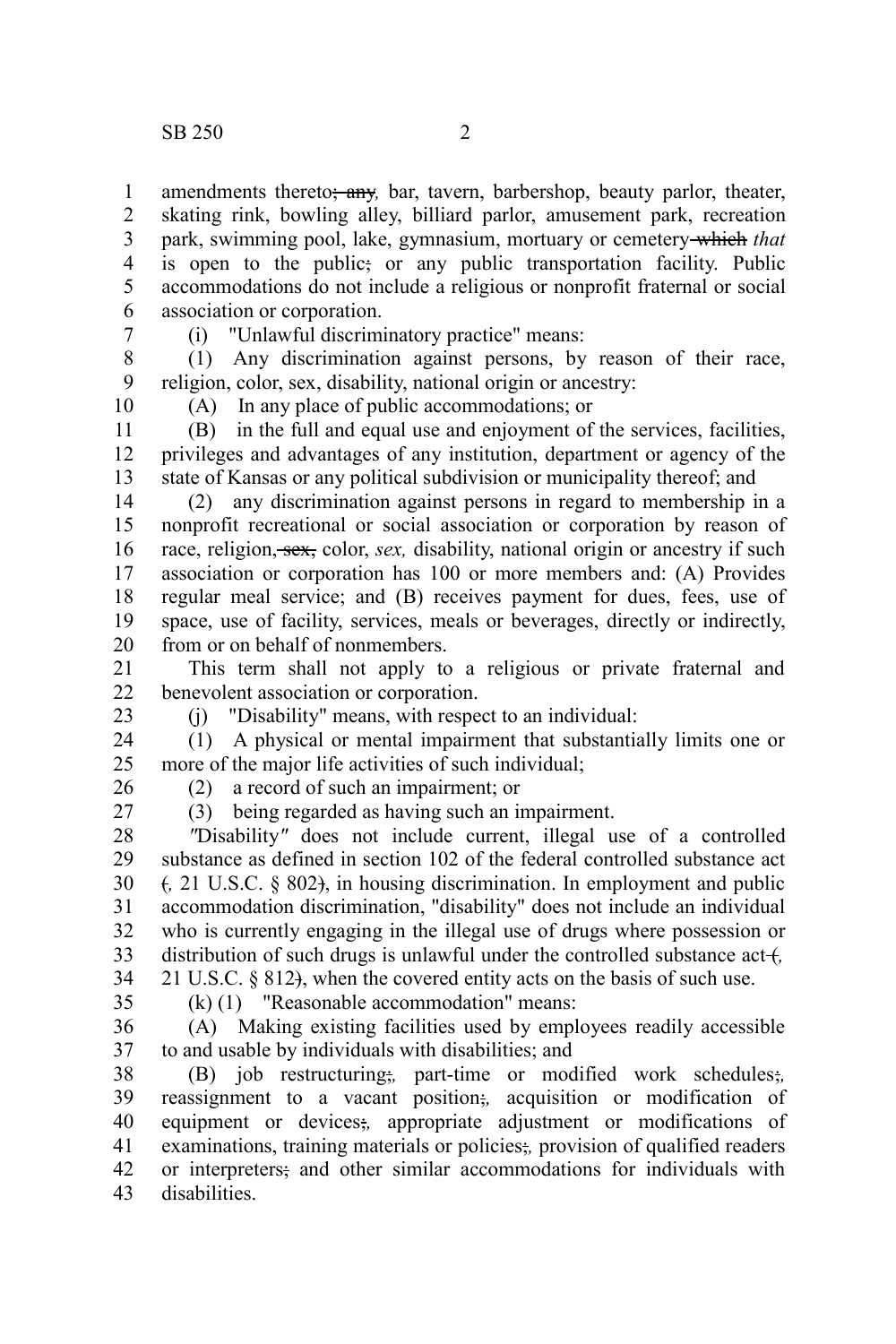amendments thereto~~; any~~*,* bar, tavern, barbershop, beauty parlor, theater, skating rink, bowling alley, billiard parlor, amusement park, recreation park, swimming pool, lake, gymnasium, mortuary or cemetery ~~which~~ *that* is open to the public~~;~~ or any public transportation facility. Public accommodations do not include a religious or nonprofit fraternal or social association or corporation.

(i) "Unlawful discriminatory practice" means:

(1) Any discrimination against persons, by reason of their race, religion, color, sex, disability, national origin or ancestry:

(A) In any place of public accommodations; or

(B) in the full and equal use and enjoyment of the services, facilities, privileges and advantages of any institution, department or agency of the state of Kansas or any political subdivision or municipality thereof; and

(2) any discrimination against persons in regard to membership in a nonprofit recreational or social association or corporation by reason of race, religion, ~~sex,~~ color, *sex,* disability, national origin or ancestry if such association or corporation has 100 or more members and: (A) Provides regular meal service; and (B) receives payment for dues, fees, use of space, use of facility, services, meals or beverages, directly or indirectly, from or on behalf of nonmembers.

This term shall not apply to a religious or private fraternal and benevolent association or corporation.

(j) "Disability" means, with respect to an individual:

(1) A physical or mental impairment that substantially limits one or more of the major life activities of such individual;

(2) a record of such an impairment; or

(3) being regarded as having such an impairment.

*"*Disability*"* does not include current, illegal use of a controlled substance as defined in section 102 of the federal controlled substance act ~~(~~*,* 21 U.S.C. § 802~~)~~, in housing discrimination. In employment and public accommodation discrimination, "disability" does not include an individual who is currently engaging in the illegal use of drugs where possession or distribution of such drugs is unlawful under the controlled substance act ~~(~~*,* 21 U.S.C. § 812~~)~~, when the covered entity acts on the basis of such use.

(k) (1) "Reasonable accommodation" means:

(A) Making existing facilities used by employees readily accessible to and usable by individuals with disabilities; and

(B) job restructuring~~;~~*,* part-time or modified work schedules~~;~~*,* reassignment to a vacant position~~;~~*,* acquisition or modification of equipment or devices~~;~~*,* appropriate adjustment or modifications of examinations, training materials or policies~~;~~*,* provision of qualified readers or interpreters~~;~~ and other similar accommodations for individuals with disabilities.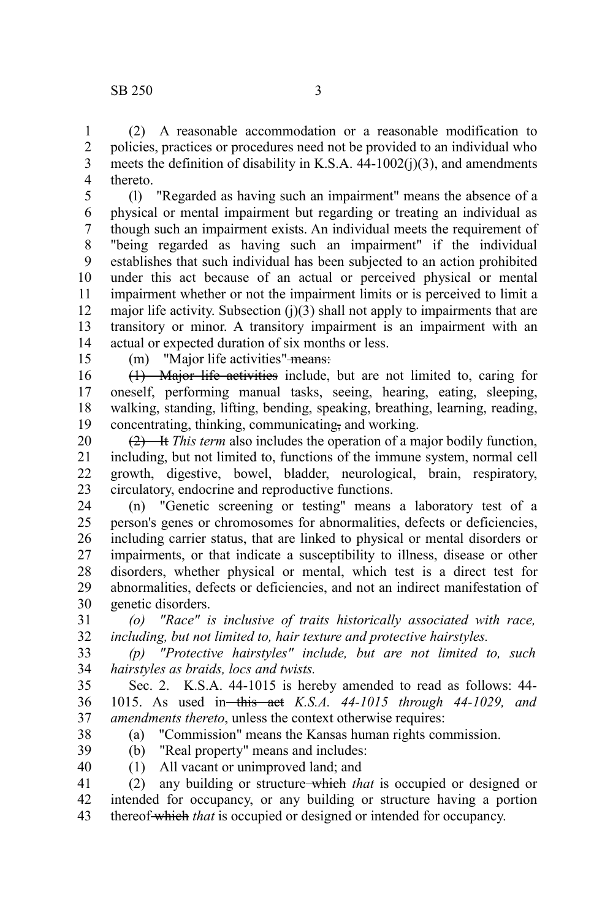(2) A reasonable accommodation or a reasonable modification to policies, practices or procedures need not be provided to an individual who meets the definition of disability in K.S.A. 44-1002(j)(3), and amendments thereto.

(l) "Regarded as having such an impairment" means the absence of a physical or mental impairment but regarding or treating an individual as though such an impairment exists. An individual meets the requirement of "being regarded as having such an impairment" if the individual establishes that such individual has been subjected to an action prohibited under this act because of an actual or perceived physical or mental impairment whether or not the impairment limits or is perceived to limit a major life activity. Subsection (j)(3) shall not apply to impairments that are transitory or minor. A transitory impairment is an impairment with an actual or expected duration of six months or less.

(m) "Major life activities" ~~means:~~

~~(1) Major life activities~~ include, but are not limited to, caring for oneself, performing manual tasks, seeing, hearing, eating, sleeping, walking, standing, lifting, bending, speaking, breathing, learning, reading, concentrating, thinking, communicating~~,~~ and working.

~~(2) It~~ *This term* also includes the operation of a major bodily function, including, but not limited to, functions of the immune system, normal cell growth, digestive, bowel, bladder, neurological, brain, respiratory, circulatory, endocrine and reproductive functions.

(n) "Genetic screening or testing" means a laboratory test of a person's genes or chromosomes for abnormalities, defects or deficiencies, including carrier status, that are linked to physical or mental disorders or impairments, or that indicate a susceptibility to illness, disease or other disorders, whether physical or mental, which test is a direct test for abnormalities, defects or deficiencies, and not an indirect manifestation of genetic disorders.

*(o) "Race" is inclusive of traits historically associated with race, including, but not limited to, hair texture and protective hairstyles.*

*(p) "Protective hairstyles" include, but are not limited to, such hairstyles as braids, locs and twists.*

Sec. 2. K.S.A. 44-1015 is hereby amended to read as follows: 44-1015. As used in ~~this act~~ *K.S.A. 44-1015 through 44-1029, and amendments thereto*, unless the context otherwise requires:

(a) "Commission" means the Kansas human rights commission.

(b) "Real property" means and includes:

(1) All vacant or unimproved land; and

(2) any building or structure ~~which~~ *that* is occupied or designed or intended for occupancy, or any building or structure having a portion thereof ~~which~~ *that* is occupied or designed or intended for occupancy.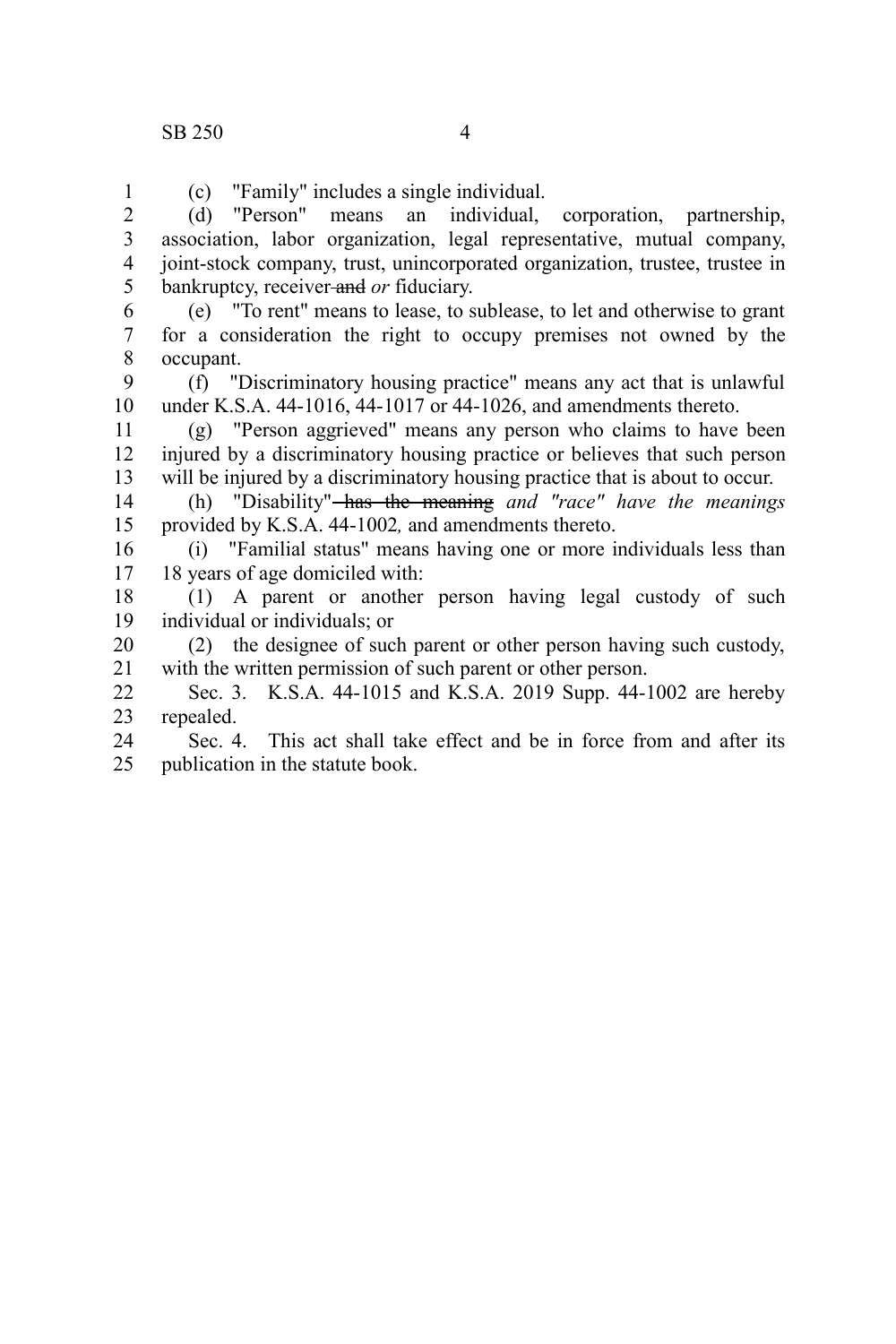(c) "Family" includes a single individual.

(d) "Person" means an individual, corporation, partnership, association, labor organization, legal representative, mutual company, joint-stock company, trust, unincorporated organization, trustee, trustee in bankruptcy, receiver ~~and~~ *or* fiduciary.

(e) "To rent" means to lease, to sublease, to let and otherwise to grant for a consideration the right to occupy premises not owned by the occupant.

(f) "Discriminatory housing practice" means any act that is unlawful under K.S.A. 44-1016, 44-1017 or 44-1026, and amendments thereto.

(g) "Person aggrieved" means any person who claims to have been injured by a discriminatory housing practice or believes that such person will be injured by a discriminatory housing practice that is about to occur.

(h) "Disability" ~~has the meaning~~ *and "race" have the meanings* provided by K.S.A. 44-1002*,* and amendments thereto.

(i) "Familial status" means having one or more individuals less than 18 years of age domiciled with:

(1) A parent or another person having legal custody of such individual or individuals; or

(2) the designee of such parent or other person having such custody, with the written permission of such parent or other person.

Sec. 3. K.S.A. 44-1015 and K.S.A. 2019 Supp. 44-1002 are hereby repealed.

Sec. 4. This act shall take effect and be in force from and after its publication in the statute book.